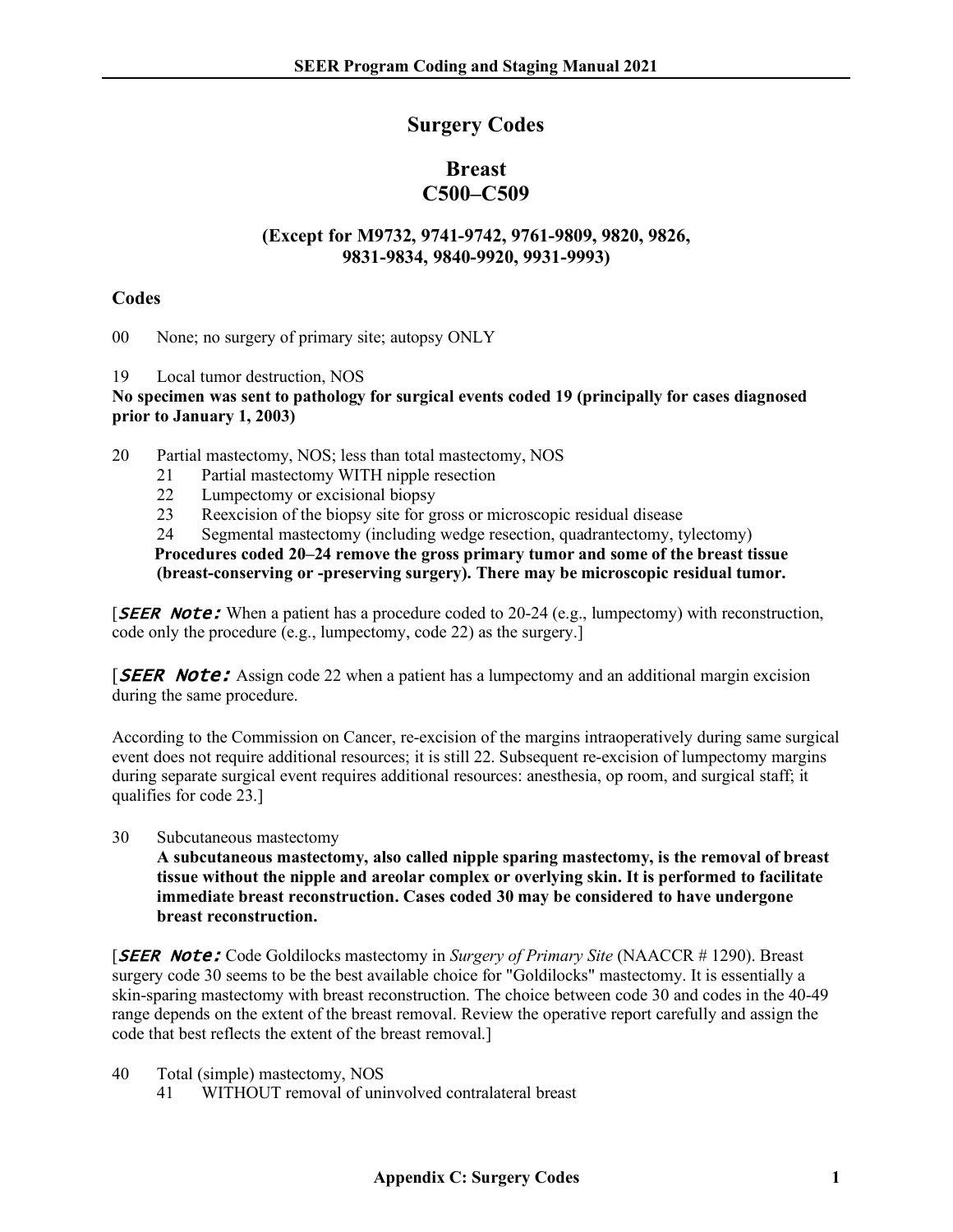# Surgery Codes

## Breast
## C500–C509

### (Except for M9732, 9741-9742, 9761-9809, 9820, 9826, 9831-9834, 9840-9920, 9931-9993)

**Codes**

00 None; no surgery of primary site; autopsy ONLY

19 Local tumor destruction, NOS
**No specimen was sent to pathology for surgical events coded 19 (principally for cases diagnosed prior to January 1, 2003)**

20 Partial mastectomy, NOS; less than total mastectomy, NOS
- 21 Partial mastectomy WITH nipple resection
- 22 Lumpectomy or excisional biopsy
- 23 Reexcision of the biopsy site for gross or microscopic residual disease
- 24 Segmental mastectomy (including wedge resection, quadrantectomy, tylectomy)

**Procedures coded 20–24 remove the gross primary tumor and some of the breast tissue (breast-conserving or -preserving surgery). There may be microscopic residual tumor.**

[***SEER Note:*** When a patient has a procedure coded to 20-24 (e.g., lumpectomy) with reconstruction, code only the procedure (e.g., lumpectomy, code 22) as the surgery.]

[***SEER Note:*** Assign code 22 when a patient has a lumpectomy and an additional margin excision during the same procedure.

According to the Commission on Cancer, re-excision of the margins intraoperatively during same surgical event does not require additional resources; it is still 22. Subsequent re-excision of lumpectomy margins during separate surgical event requires additional resources: anesthesia, op room, and surgical staff; it qualifies for code 23.]

30 Subcutaneous mastectomy
**A subcutaneous mastectomy, also called nipple sparing mastectomy, is the removal of breast tissue without the nipple and areolar complex or overlying skin. It is performed to facilitate immediate breast reconstruction. Cases coded 30 may be considered to have undergone breast reconstruction.**

[***SEER Note:*** Code Goldilocks mastectomy in *Surgery of Primary Site* (NAACCR # 1290). Breast surgery code 30 seems to be the best available choice for "Goldilocks" mastectomy. It is essentially a skin-sparing mastectomy with breast reconstruction. The choice between code 30 and codes in the 40-49 range depends on the extent of the breast removal. Review the operative report carefully and assign the code that best reflects the extent of the breast removal.]

40 Total (simple) mastectomy, NOS
- 41 WITHOUT removal of uninvolved contralateral breast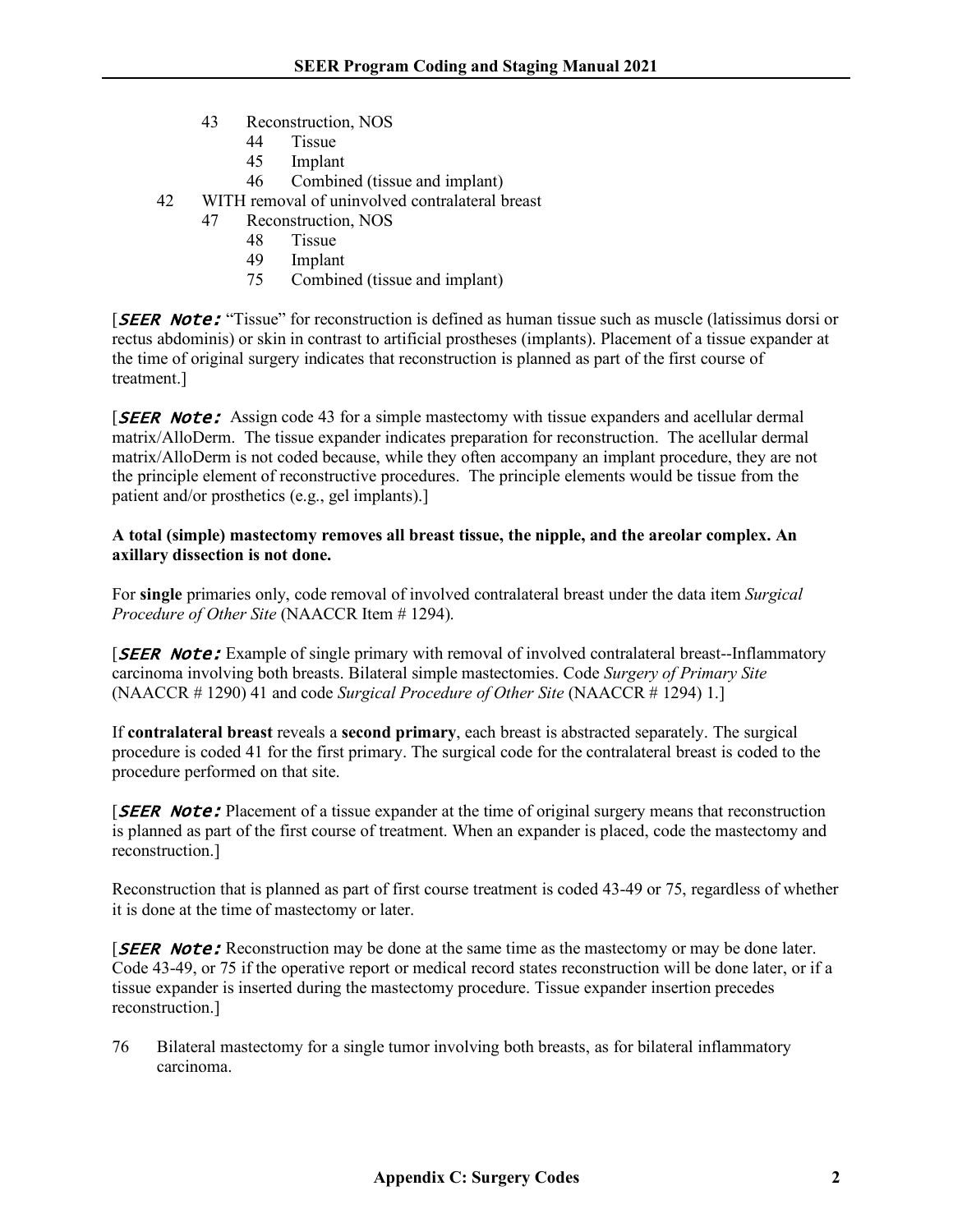- 43 Reconstruction, NOS
  - 44 Tissue
  - 45 Implant
  - 46 Combined (tissue and implant)
- 42 WITH removal of uninvolved contralateral breast
  - 47 Reconstruction, NOS
    - 48 Tissue
    - 49 Implant
    - 75 Combined (tissue and implant)

[***SEER Note:*** "Tissue" for reconstruction is defined as human tissue such as muscle (latissimus dorsi or rectus abdominis) or skin in contrast to artificial prostheses (implants). Placement of a tissue expander at the time of original surgery indicates that reconstruction is planned as part of the first course of treatment.]

[***SEER Note:*** Assign code 43 for a simple mastectomy with tissue expanders and acellular dermal matrix/AlloDerm. The tissue expander indicates preparation for reconstruction. The acellular dermal matrix/AlloDerm is not coded because, while they often accompany an implant procedure, they are not the principle element of reconstructive procedures. The principle elements would be tissue from the patient and/or prosthetics (e.g., gel implants).]

**A total (simple) mastectomy removes all breast tissue, the nipple, and the areolar complex. An axillary dissection is not done.**

For **single** primaries only, code removal of involved contralateral breast under the data item *Surgical Procedure of Other Site* (NAACCR Item # 1294).

[***SEER Note:*** Example of single primary with removal of involved contralateral breast--Inflammatory carcinoma involving both breasts. Bilateral simple mastectomies. Code *Surgery of Primary Site* (NAACCR # 1290) 41 and code *Surgical Procedure of Other Site* (NAACCR # 1294) 1.]

If **contralateral breast** reveals a **second primary**, each breast is abstracted separately. The surgical procedure is coded 41 for the first primary. The surgical code for the contralateral breast is coded to the procedure performed on that site.

[***SEER Note:*** Placement of a tissue expander at the time of original surgery means that reconstruction is planned as part of the first course of treatment. When an expander is placed, code the mastectomy and reconstruction.]

Reconstruction that is planned as part of first course treatment is coded 43-49 or 75, regardless of whether it is done at the time of mastectomy or later.

[***SEER Note:*** Reconstruction may be done at the same time as the mastectomy or may be done later. Code 43-49, or 75 if the operative report or medical record states reconstruction will be done later, or if a tissue expander is inserted during the mastectomy procedure. Tissue expander insertion precedes reconstruction.]

76 Bilateral mastectomy for a single tumor involving both breasts, as for bilateral inflammatory carcinoma.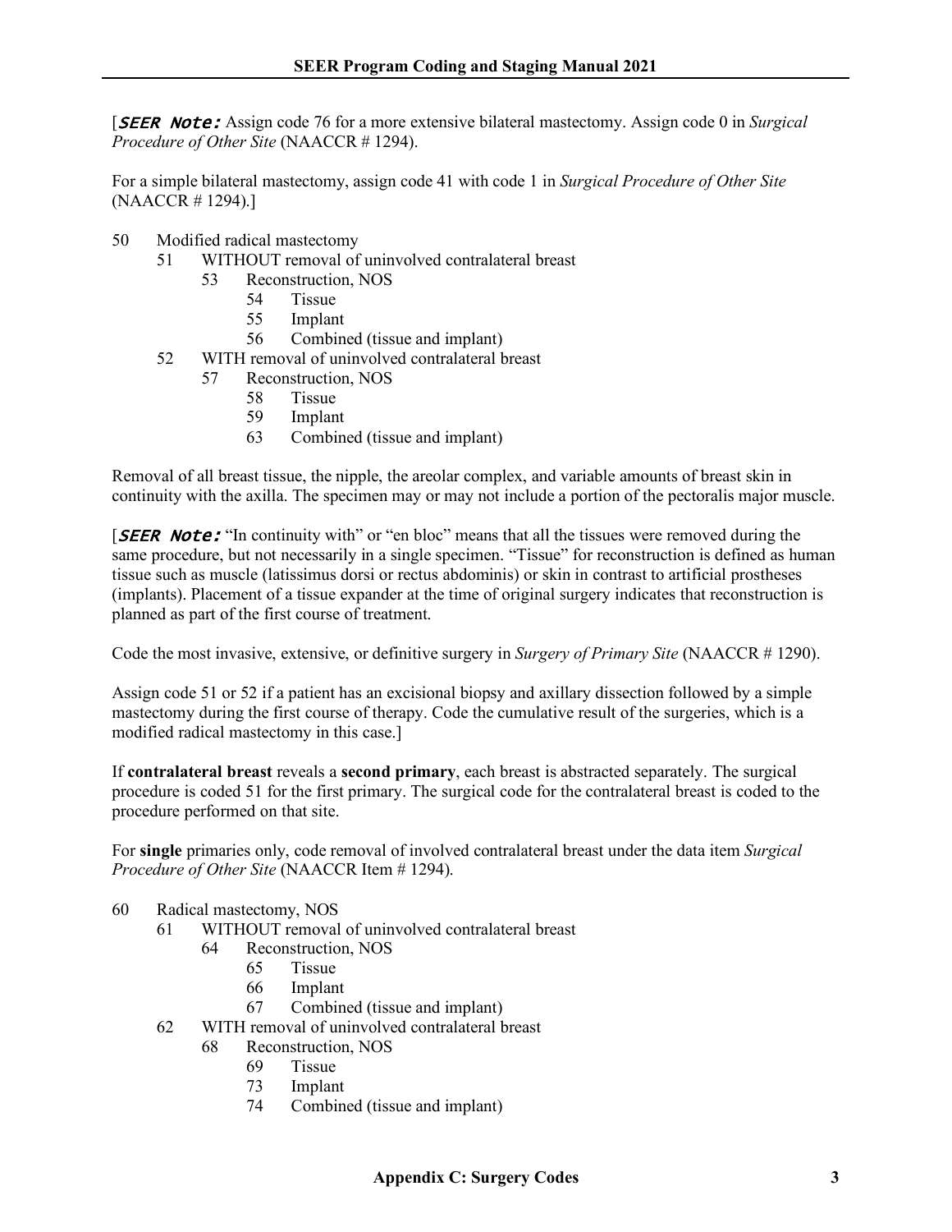[***SEER Note:*** Assign code 76 for a more extensive bilateral mastectomy. Assign code 0 in *Surgical Procedure of Other Site* (NAACCR # 1294).

For a simple bilateral mastectomy, assign code 41 with code 1 in *Surgical Procedure of Other Site* (NAACCR # 1294).]

- 50 Modified radical mastectomy
  - 51 WITHOUT removal of uninvolved contralateral breast
    - 53 Reconstruction, NOS
      - 54 Tissue
      - 55 Implant
      - 56 Combined (tissue and implant)
  - 52 WITH removal of uninvolved contralateral breast
    - 57 Reconstruction, NOS
      - 58 Tissue
      - 59 Implant
      - 63 Combined (tissue and implant)

Removal of all breast tissue, the nipple, the areolar complex, and variable amounts of breast skin in continuity with the axilla. The specimen may or may not include a portion of the pectoralis major muscle.

[***SEER Note:*** "In continuity with" or "en bloc" means that all the tissues were removed during the same procedure, but not necessarily in a single specimen. "Tissue" for reconstruction is defined as human tissue such as muscle (latissimus dorsi or rectus abdominis) or skin in contrast to artificial prostheses (implants). Placement of a tissue expander at the time of original surgery indicates that reconstruction is planned as part of the first course of treatment.

Code the most invasive, extensive, or definitive surgery in *Surgery of Primary Site* (NAACCR # 1290).

Assign code 51 or 52 if a patient has an excisional biopsy and axillary dissection followed by a simple mastectomy during the first course of therapy. Code the cumulative result of the surgeries, which is a modified radical mastectomy in this case.]

If **contralateral breast** reveals a **second primary**, each breast is abstracted separately. The surgical procedure is coded 51 for the first primary. The surgical code for the contralateral breast is coded to the procedure performed on that site.

For **single** primaries only, code removal of involved contralateral breast under the data item *Surgical Procedure of Other Site* (NAACCR Item # 1294).

- 60 Radical mastectomy, NOS
  - 61 WITHOUT removal of uninvolved contralateral breast
    - 64 Reconstruction, NOS
      - 65 Tissue
      - 66 Implant
      - 67 Combined (tissue and implant)
  - 62 WITH removal of uninvolved contralateral breast
    - 68 Reconstruction, NOS
      - 69 Tissue
      - 73 Implant
      - 74 Combined (tissue and implant)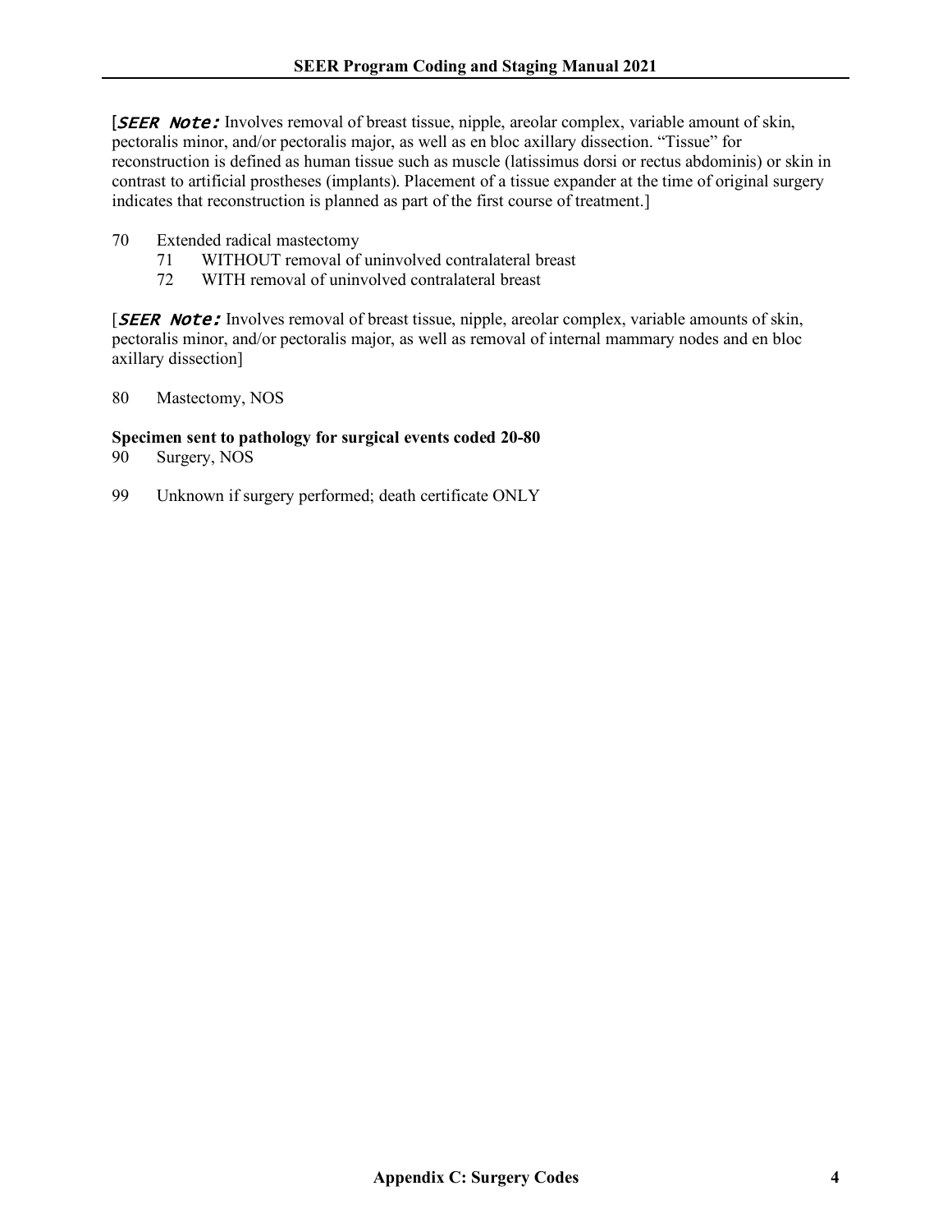[*SEER Note:* Involves removal of breast tissue, nipple, areolar complex, variable amount of skin, pectoralis minor, and/or pectoralis major, as well as en bloc axillary dissection. "Tissue" for reconstruction is defined as human tissue such as muscle (latissimus dorsi or rectus abdominis) or skin in contrast to artificial prostheses (implants). Placement of a tissue expander at the time of original surgery indicates that reconstruction is planned as part of the first course of treatment.]

70 Extended radical mastectomy
  - 71 WITHOUT removal of uninvolved contralateral breast
  - 72 WITH removal of uninvolved contralateral breast

[*SEER Note:* Involves removal of breast tissue, nipple, areolar complex, variable amounts of skin, pectoralis minor, and/or pectoralis major, as well as removal of internal mammary nodes and en bloc axillary dissection]

80 Mastectomy, NOS

**Specimen sent to pathology for surgical events coded 20-80**

90 Surgery, NOS

99 Unknown if surgery performed; death certificate ONLY